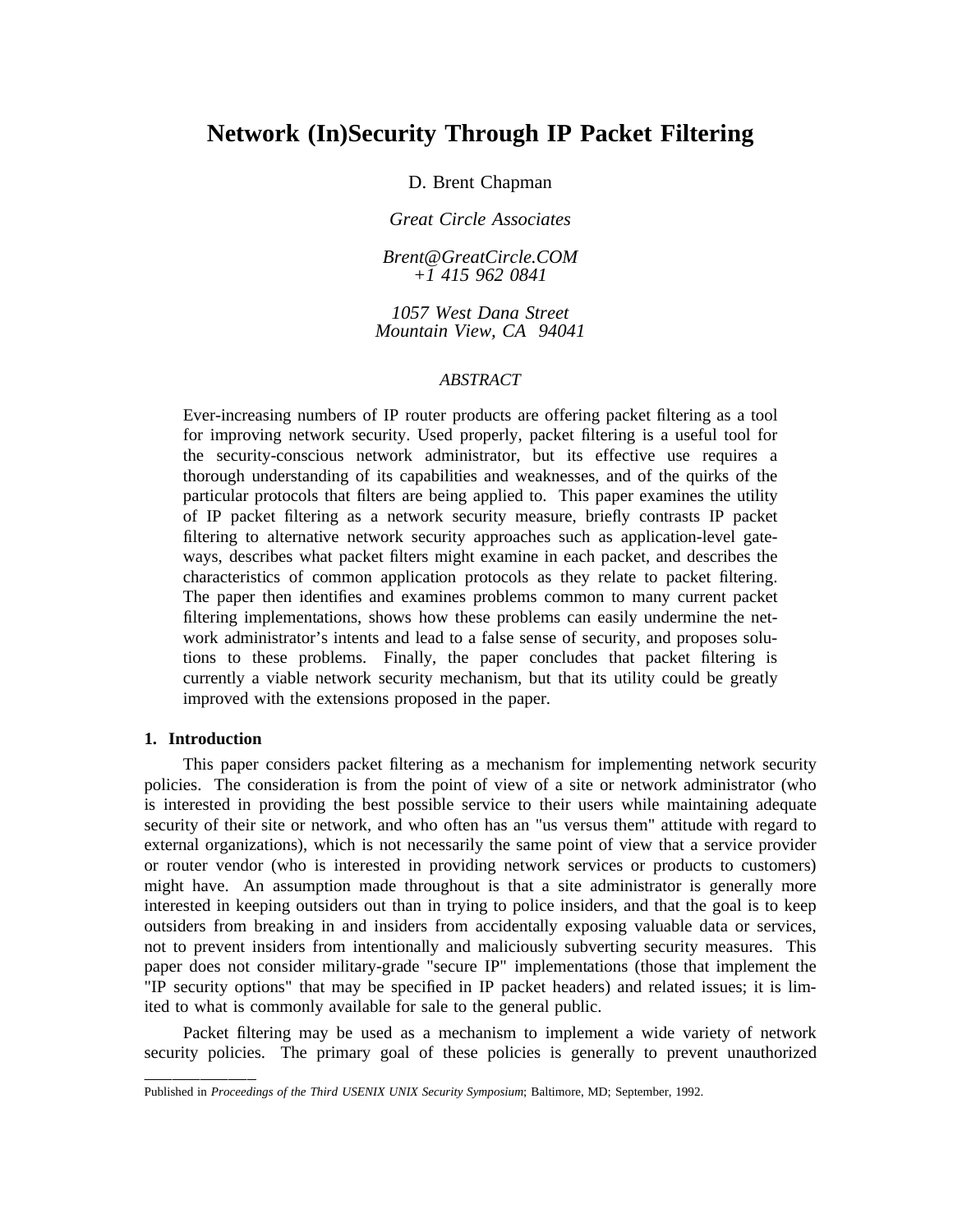# Network (In)Security Through IP Packet Filtering

D. Brent Chapman

*Great Circle Associates*

*Brent@GreatCircle.COM*
*+1 415 962 0841*

*1057 West Dana Street*
*Mountain View, CA 94041*

*ABSTRACT*

Ever-increasing numbers of IP router products are offering packet filtering as a tool for improving network security. Used properly, packet filtering is a useful tool for the security-conscious network administrator, but its effective use requires a thorough understanding of its capabilities and weaknesses, and of the quirks of the particular protocols that filters are being applied to. This paper examines the utility of IP packet filtering as a network security measure, briefly contrasts IP packet filtering to alternative network security approaches such as application-level gateways, describes what packet filters might examine in each packet, and describes the characteristics of common application protocols as they relate to packet filtering. The paper then identifies and examines problems common to many current packet filtering implementations, shows how these problems can easily undermine the network administrator's intents and lead to a false sense of security, and proposes solutions to these problems. Finally, the paper concludes that packet filtering is currently a viable network security mechanism, but that its utility could be greatly improved with the extensions proposed in the paper.

## 1. Introduction

This paper considers packet filtering as a mechanism for implementing network security policies. The consideration is from the point of view of a site or network administrator (who is interested in providing the best possible service to their users while maintaining adequate security of their site or network, and who often has an "us versus them" attitude with regard to external organizations), which is not necessarily the same point of view that a service provider or router vendor (who is interested in providing network services or products to customers) might have. An assumption made throughout is that a site administrator is generally more interested in keeping outsiders out than in trying to police insiders, and that the goal is to keep outsiders from breaking in and insiders from accidentally exposing valuable data or services, not to prevent insiders from intentionally and maliciously subverting security measures. This paper does not consider military-grade "secure IP" implementations (those that implement the "IP security options" that may be specified in IP packet headers) and related issues; it is limited to what is commonly available for sale to the general public.

Packet filtering may be used as a mechanism to implement a wide variety of network security policies. The primary goal of these policies is generally to prevent unauthorized

---

Published in *Proceedings of the Third USENIX UNIX Security Symposium*; Baltimore, MD; September, 1992.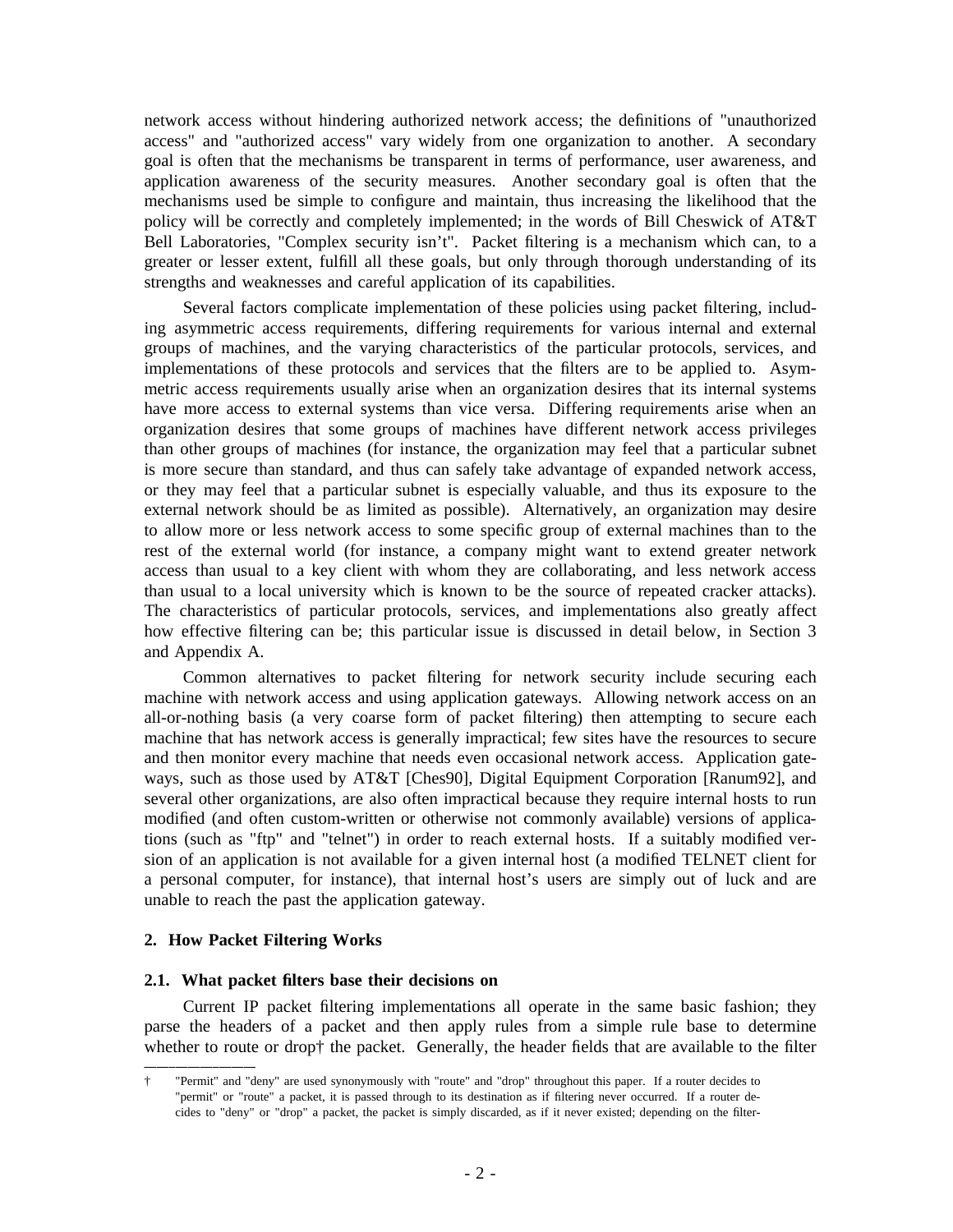network access without hindering authorized network access; the definitions of "unauthorized access" and "authorized access" vary widely from one organization to another. A secondary goal is often that the mechanisms be transparent in terms of performance, user awareness, and application awareness of the security measures. Another secondary goal is often that the mechanisms used be simple to configure and maintain, thus increasing the likelihood that the policy will be correctly and completely implemented; in the words of Bill Cheswick of AT&T Bell Laboratories, "Complex security isn't". Packet filtering is a mechanism which can, to a greater or lesser extent, fulfill all these goals, but only through thorough understanding of its strengths and weaknesses and careful application of its capabilities.

Several factors complicate implementation of these policies using packet filtering, including asymmetric access requirements, differing requirements for various internal and external groups of machines, and the varying characteristics of the particular protocols, services, and implementations of these protocols and services that the filters are to be applied to. Asymmetric access requirements usually arise when an organization desires that its internal systems have more access to external systems than vice versa. Differing requirements arise when an organization desires that some groups of machines have different network access privileges than other groups of machines (for instance, the organization may feel that a particular subnet is more secure than standard, and thus can safely take advantage of expanded network access, or they may feel that a particular subnet is especially valuable, and thus its exposure to the external network should be as limited as possible). Alternatively, an organization may desire to allow more or less network access to some specific group of external machines than to the rest of the external world (for instance, a company might want to extend greater network access than usual to a key client with whom they are collaborating, and less network access than usual to a local university which is known to be the source of repeated cracker attacks). The characteristics of particular protocols, services, and implementations also greatly affect how effective filtering can be; this particular issue is discussed in detail below, in Section 3 and Appendix A.

Common alternatives to packet filtering for network security include securing each machine with network access and using application gateways. Allowing network access on an all-or-nothing basis (a very coarse form of packet filtering) then attempting to secure each machine that has network access is generally impractical; few sites have the resources to secure and then monitor every machine that needs even occasional network access. Application gateways, such as those used by AT&T [Ches90], Digital Equipment Corporation [Ranum92], and several other organizations, are also often impractical because they require internal hosts to run modified (and often custom-written or otherwise not commonly available) versions of applications (such as "ftp" and "telnet") in order to reach external hosts. If a suitably modified version of an application is not available for a given internal host (a modified TELNET client for a personal computer, for instance), that internal host's users are simply out of luck and are unable to reach the past the application gateway.

## 2. How Packet Filtering Works

### 2.1. What packet filters base their decisions on

Current IP packet filtering implementations all operate in the same basic fashion; they parse the headers of a packet and then apply rules from a simple rule base to determine whether to route or drop† the packet. Generally, the header fields that are available to the filter

---

† "Permit" and "deny" are used synonymously with "route" and "drop" throughout this paper. If a router decides to "permit" or "route" a packet, it is passed through to its destination as if filtering never occurred. If a router decides to "deny" or "drop" a packet, the packet is simply discarded, as if it never existed; depending on the filter-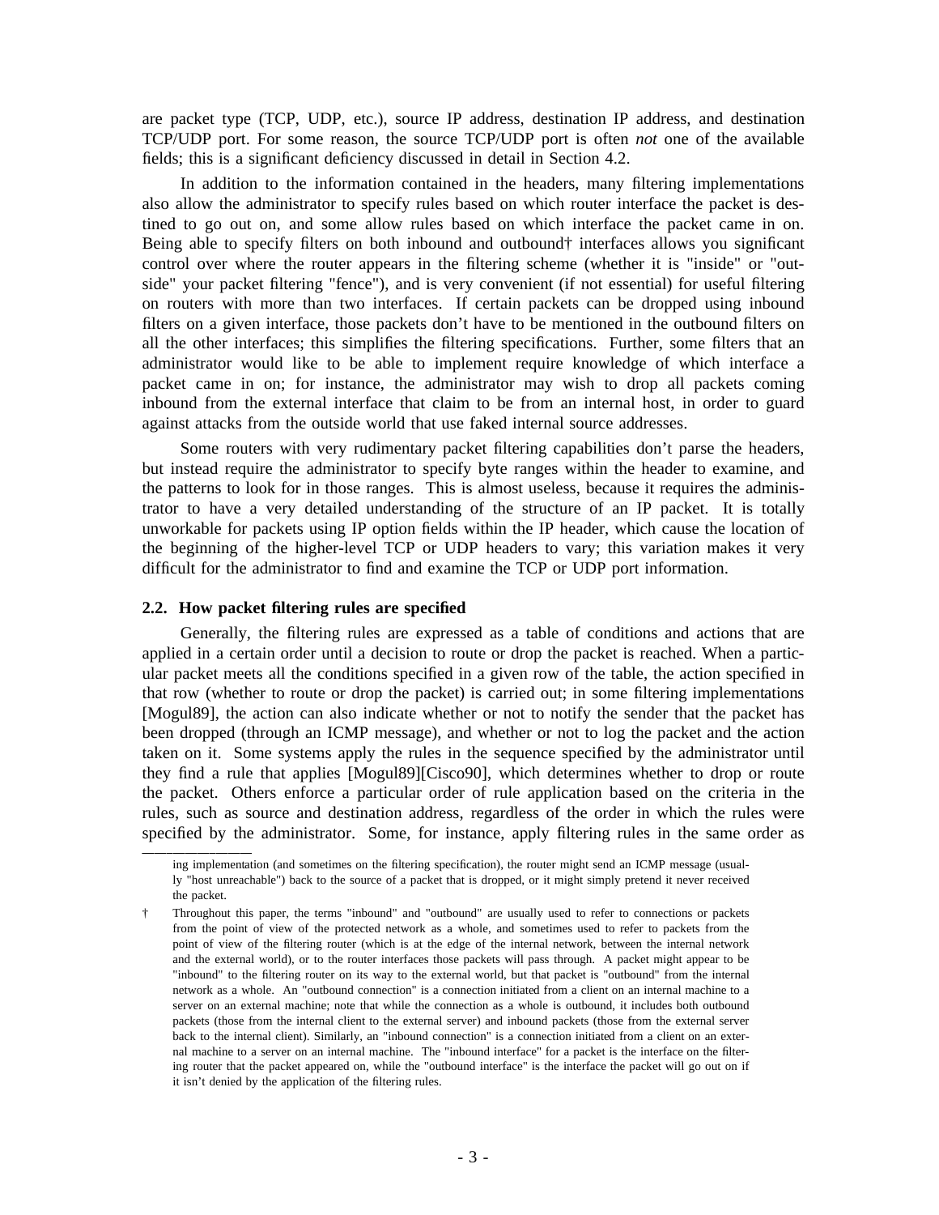are packet type (TCP, UDP, etc.), source IP address, destination IP address, and destination TCP/UDP port. For some reason, the source TCP/UDP port is often *not* one of the available fields; this is a significant deficiency discussed in detail in Section 4.2.

In addition to the information contained in the headers, many filtering implementations also allow the administrator to specify rules based on which router interface the packet is destined to go out on, and some allow rules based on which interface the packet came in on. Being able to specify filters on both inbound and outbound† interfaces allows you significant control over where the router appears in the filtering scheme (whether it is "inside" or "outside" your packet filtering "fence"), and is very convenient (if not essential) for useful filtering on routers with more than two interfaces. If certain packets can be dropped using inbound filters on a given interface, those packets don't have to be mentioned in the outbound filters on all the other interfaces; this simplifies the filtering specifications. Further, some filters that an administrator would like to be able to implement require knowledge of which interface a packet came in on; for instance, the administrator may wish to drop all packets coming inbound from the external interface that claim to be from an internal host, in order to guard against attacks from the outside world that use faked internal source addresses.

Some routers with very rudimentary packet filtering capabilities don't parse the headers, but instead require the administrator to specify byte ranges within the header to examine, and the patterns to look for in those ranges. This is almost useless, because it requires the administrator to have a very detailed understanding of the structure of an IP packet. It is totally unworkable for packets using IP option fields within the IP header, which cause the location of the beginning of the higher-level TCP or UDP headers to vary; this variation makes it very difficult for the administrator to find and examine the TCP or UDP port information.

### 2.2. How packet filtering rules are specified

Generally, the filtering rules are expressed as a table of conditions and actions that are applied in a certain order until a decision to route or drop the packet is reached. When a particular packet meets all the conditions specified in a given row of the table, the action specified in that row (whether to route or drop the packet) is carried out; in some filtering implementations [Mogul89], the action can also indicate whether or not to notify the sender that the packet has been dropped (through an ICMP message), and whether or not to log the packet and the action taken on it. Some systems apply the rules in the sequence specified by the administrator until they find a rule that applies [Mogul89][Cisco90], which determines whether to drop or route the packet. Others enforce a particular order of rule application based on the criteria in the rules, such as source and destination address, regardless of the order in which the rules were specified by the administrator. Some, for instance, apply filtering rules in the same order as

---

ing implementation (and sometimes on the filtering specification), the router might send an ICMP message (usually "host unreachable") back to the source of a packet that is dropped, or it might simply pretend it never received the packet.

† Throughout this paper, the terms "inbound" and "outbound" are usually used to refer to connections or packets from the point of view of the protected network as a whole, and sometimes used to refer to packets from the point of view of the filtering router (which is at the edge of the internal network, between the internal network and the external world), or to the router interfaces those packets will pass through. A packet might appear to be "inbound" to the filtering router on its way to the external world, but that packet is "outbound" from the internal network as a whole. An "outbound connection" is a connection initiated from a client on an internal machine to a server on an external machine; note that while the connection as a whole is outbound, it includes both outbound packets (those from the internal client to the external server) and inbound packets (those from the external server back to the internal client). Similarly, an "inbound connection" is a connection initiated from a client on an external machine to a server on an internal machine. The "inbound interface" for a packet is the interface on the filtering router that the packet appeared on, while the "outbound interface" is the interface the packet will go out on if it isn't denied by the application of the filtering rules.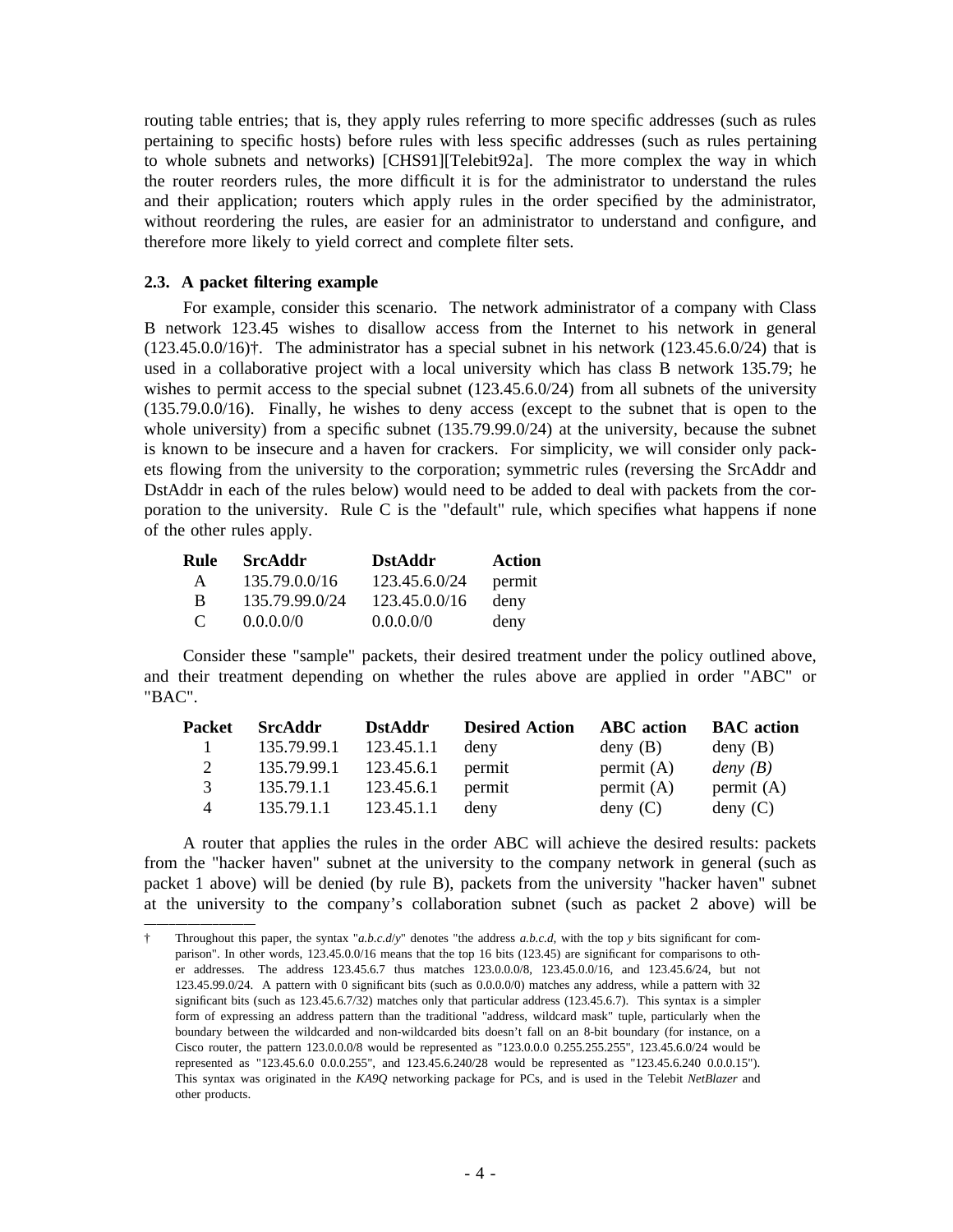routing table entries; that is, they apply rules referring to more specific addresses (such as rules pertaining to specific hosts) before rules with less specific addresses (such as rules pertaining to whole subnets and networks) [CHS91][Telebit92a]. The more complex the way in which the router reorders rules, the more difficult it is for the administrator to understand the rules and their application; routers which apply rules in the order specified by the administrator, without reordering the rules, are easier for an administrator to understand and configure, and therefore more likely to yield correct and complete filter sets.

### 2.3. A packet filtering example

For example, consider this scenario. The network administrator of a company with Class B network 123.45 wishes to disallow access from the Internet to his network in general (123.45.0.0/16)†. The administrator has a special subnet in his network (123.45.6.0/24) that is used in a collaborative project with a local university which has class B network 135.79; he wishes to permit access to the special subnet (123.45.6.0/24) from all subnets of the university (135.79.0.0/16). Finally, he wishes to deny access (except to the subnet that is open to the whole university) from a specific subnet (135.79.99.0/24) at the university, because the subnet is known to be insecure and a haven for crackers. For simplicity, we will consider only packets flowing from the university to the corporation; symmetric rules (reversing the SrcAddr and DstAddr in each of the rules below) would need to be added to deal with packets from the corporation to the university. Rule C is the "default" rule, which specifies what happens if none of the other rules apply.

| Rule | SrcAddr | DstAddr | Action |
|---|---|---|---|
| A | 135.79.0.0/16 | 123.45.6.0/24 | permit |
| B | 135.79.99.0/24 | 123.45.0.0/16 | deny |
| C | 0.0.0.0/0 | 0.0.0.0/0 | deny |

Consider these "sample" packets, their desired treatment under the policy outlined above, and their treatment depending on whether the rules above are applied in order "ABC" or "BAC".

| Packet | SrcAddr | DstAddr | Desired Action | ABC action | BAC action |
|---|---|---|---|---|---|
| 1 | 135.79.99.1 | 123.45.1.1 | deny | deny (B) | deny (B) |
| 2 | 135.79.99.1 | 123.45.6.1 | permit | permit (A) | *deny (B)* |
| 3 | 135.79.1.1 | 123.45.6.1 | permit | permit (A) | permit (A) |
| 4 | 135.79.1.1 | 123.45.1.1 | deny | deny (C) | deny (C) |

A router that applies the rules in the order ABC will achieve the desired results: packets from the "hacker haven" subnet at the university to the company network in general (such as packet 1 above) will be denied (by rule B), packets from the university "hacker haven" subnet at the university to the company's collaboration subnet (such as packet 2 above) will be

---

† Throughout this paper, the syntax "*a.b.c.d*/*y*" denotes "the address *a.b.c.d*, with the top *y* bits significant for comparison". In other words, 123.45.0.0/16 means that the top 16 bits (123.45) are significant for comparisons to other addresses. The address 123.45.6.7 thus matches 123.0.0.0/8, 123.45.0.0/16, and 123.45.6/24, but not 123.45.99.0/24. A pattern with 0 significant bits (such as 0.0.0.0/0) matches any address, while a pattern with 32 significant bits (such as 123.45.6.7/32) matches only that particular address (123.45.6.7). This syntax is a simpler form of expressing an address pattern than the traditional "address, wildcard mask" tuple, particularly when the boundary between the wildcarded and non-wildcarded bits doesn't fall on an 8-bit boundary (for instance, on a Cisco router, the pattern 123.0.0.0/8 would be represented as "123.0.0.0 0.255.255.255", 123.45.6.0/24 would be represented as "123.45.6.0 0.0.0.255", and 123.45.6.240/28 would be represented as "123.45.6.240 0.0.0.15"). This syntax was originated in the *KA9Q* networking package for PCs, and is used in the Telebit *NetBlazer* and other products.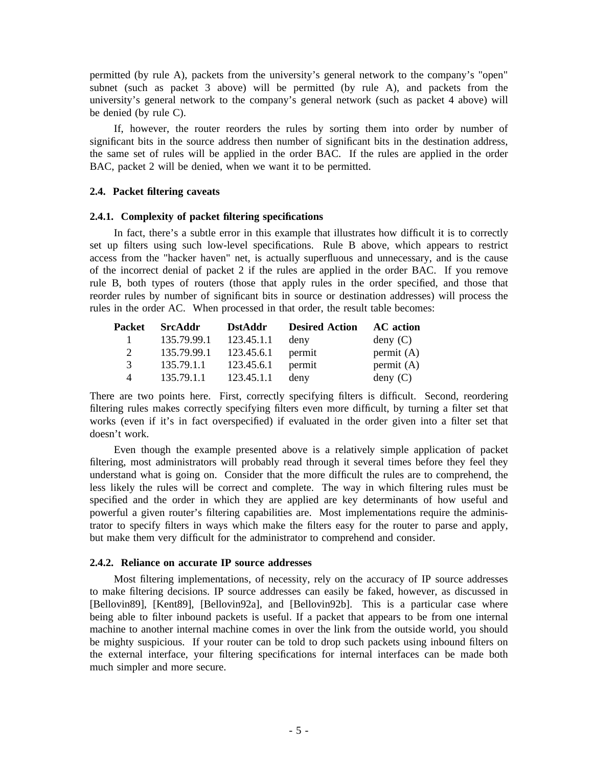permitted (by rule A), packets from the university's general network to the company's "open" subnet (such as packet 3 above) will be permitted (by rule A), and packets from the university's general network to the company's general network (such as packet 4 above) will be denied (by rule C).

If, however, the router reorders the rules by sorting them into order by number of significant bits in the source address then number of significant bits in the destination address, the same set of rules will be applied in the order BAC. If the rules are applied in the order BAC, packet 2 will be denied, when we want it to be permitted.

### 2.4. Packet filtering caveats

#### 2.4.1. Complexity of packet filtering specifications

In fact, there's a subtle error in this example that illustrates how difficult it is to correctly set up filters using such low-level specifications. Rule B above, which appears to restrict access from the "hacker haven" net, is actually superfluous and unnecessary, and is the cause of the incorrect denial of packet 2 if the rules are applied in the order BAC. If you remove rule B, both types of routers (those that apply rules in the order specified, and those that reorder rules by number of significant bits in source or destination addresses) will process the rules in the order AC. When processed in that order, the result table becomes:

| Packet | SrcAddr | DstAddr | Desired Action | AC action |
|---|---|---|---|---|
| 1 | 135.79.99.1 | 123.45.1.1 | deny | deny (C) |
| 2 | 135.79.99.1 | 123.45.6.1 | permit | permit (A) |
| 3 | 135.79.1.1 | 123.45.6.1 | permit | permit (A) |
| 4 | 135.79.1.1 | 123.45.1.1 | deny | deny (C) |

There are two points here. First, correctly specifying filters is difficult. Second, reordering filtering rules makes correctly specifying filters even more difficult, by turning a filter set that works (even if it's in fact overspecified) if evaluated in the order given into a filter set that doesn't work.

Even though the example presented above is a relatively simple application of packet filtering, most administrators will probably read through it several times before they feel they understand what is going on. Consider that the more difficult the rules are to comprehend, the less likely the rules will be correct and complete. The way in which filtering rules must be specified and the order in which they are applied are key determinants of how useful and powerful a given router's filtering capabilities are. Most implementations require the administrator to specify filters in ways which make the filters easy for the router to parse and apply, but make them very difficult for the administrator to comprehend and consider.

#### 2.4.2. Reliance on accurate IP source addresses

Most filtering implementations, of necessity, rely on the accuracy of IP source addresses to make filtering decisions. IP source addresses can easily be faked, however, as discussed in [Bellovin89], [Kent89], [Bellovin92a], and [Bellovin92b]. This is a particular case where being able to filter inbound packets is useful. If a packet that appears to be from one internal machine to another internal machine comes in over the link from the outside world, you should be mighty suspicious. If your router can be told to drop such packets using inbound filters on the external interface, your filtering specifications for internal interfaces can be made both much simpler and more secure.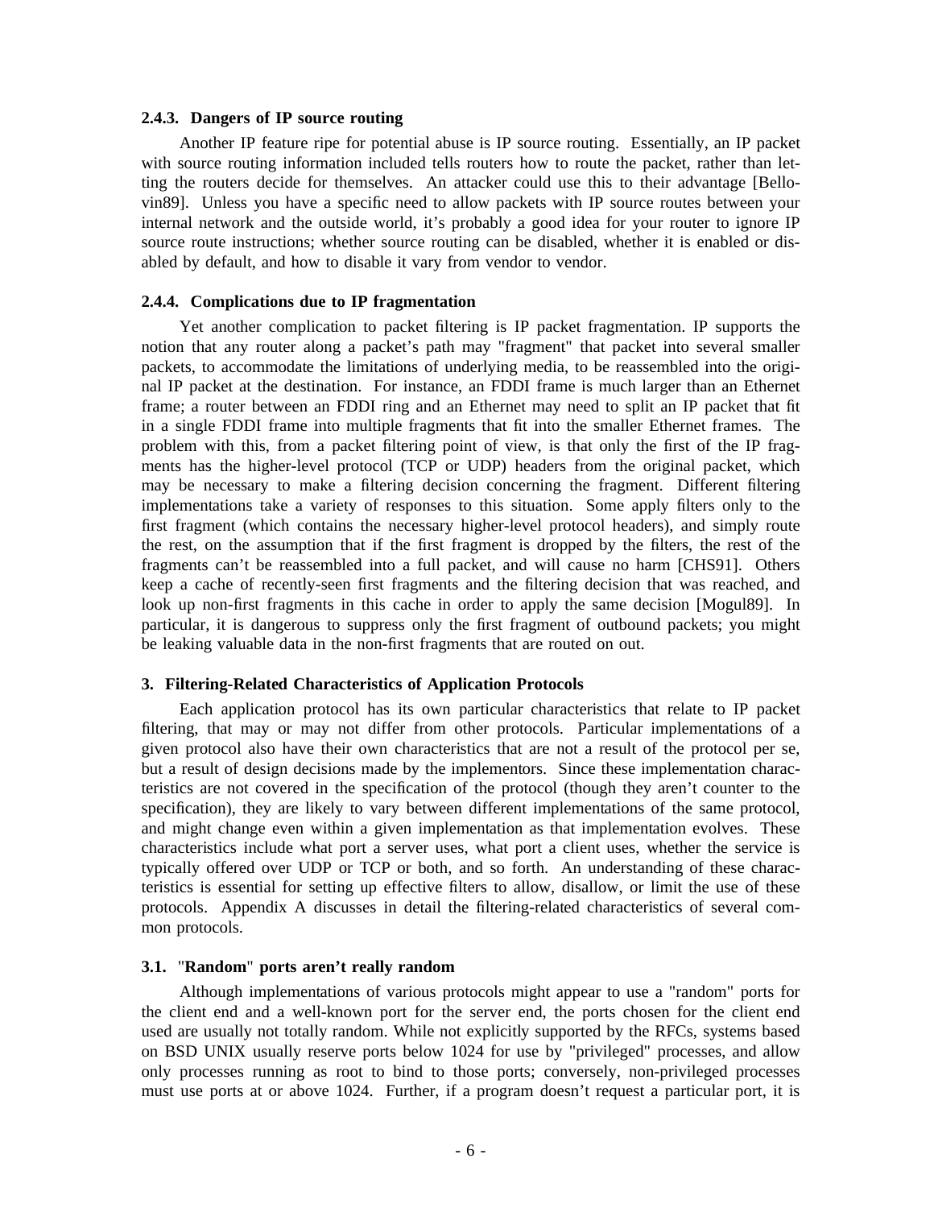### 2.4.3. Dangers of IP source routing

Another IP feature ripe for potential abuse is IP source routing. Essentially, an IP packet with source routing information included tells routers how to route the packet, rather than letting the routers decide for themselves. An attacker could use this to their advantage [Bellovin89]. Unless you have a specific need to allow packets with IP source routes between your internal network and the outside world, it's probably a good idea for your router to ignore IP source route instructions; whether source routing can be disabled, whether it is enabled or disabled by default, and how to disable it vary from vendor to vendor.

### 2.4.4. Complications due to IP fragmentation

Yet another complication to packet filtering is IP packet fragmentation. IP supports the notion that any router along a packet's path may "fragment" that packet into several smaller packets, to accommodate the limitations of underlying media, to be reassembled into the original IP packet at the destination. For instance, an FDDI frame is much larger than an Ethernet frame; a router between an FDDI ring and an Ethernet may need to split an IP packet that fit in a single FDDI frame into multiple fragments that fit into the smaller Ethernet frames. The problem with this, from a packet filtering point of view, is that only the first of the IP fragments has the higher-level protocol (TCP or UDP) headers from the original packet, which may be necessary to make a filtering decision concerning the fragment. Different filtering implementations take a variety of responses to this situation. Some apply filters only to the first fragment (which contains the necessary higher-level protocol headers), and simply route the rest, on the assumption that if the first fragment is dropped by the filters, the rest of the fragments can't be reassembled into a full packet, and will cause no harm [CHS91]. Others keep a cache of recently-seen first fragments and the filtering decision that was reached, and look up non-first fragments in this cache in order to apply the same decision [Mogul89]. In particular, it is dangerous to suppress only the first fragment of outbound packets; you might be leaking valuable data in the non-first fragments that are routed on out.

## 3. Filtering-Related Characteristics of Application Protocols

Each application protocol has its own particular characteristics that relate to IP packet filtering, that may or may not differ from other protocols. Particular implementations of a given protocol also have their own characteristics that are not a result of the protocol per se, but a result of design decisions made by the implementors. Since these implementation characteristics are not covered in the specification of the protocol (though they aren't counter to the specification), they are likely to vary between different implementations of the same protocol, and might change even within a given implementation as that implementation evolves. These characteristics include what port a server uses, what port a client uses, whether the service is typically offered over UDP or TCP or both, and so forth. An understanding of these characteristics is essential for setting up effective filters to allow, disallow, or limit the use of these protocols. Appendix A discusses in detail the filtering-related characteristics of several common protocols.

### 3.1. "Random" ports aren't really random

Although implementations of various protocols might appear to use a "random" ports for the client end and a well-known port for the server end, the ports chosen for the client end used are usually not totally random. While not explicitly supported by the RFCs, systems based on BSD UNIX usually reserve ports below 1024 for use by "privileged" processes, and allow only processes running as root to bind to those ports; conversely, non-privileged processes must use ports at or above 1024. Further, if a program doesn't request a particular port, it is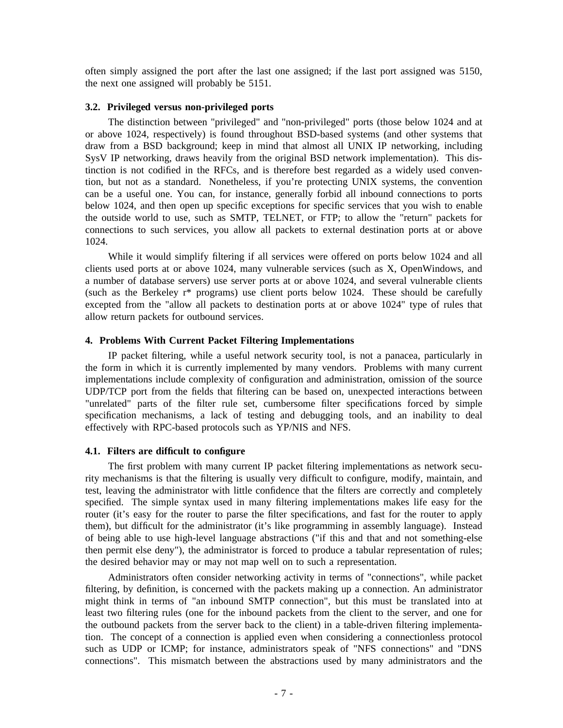often simply assigned the port after the last one assigned; if the last port assigned was 5150, the next one assigned will probably be 5151.

### 3.2. Privileged versus non-privileged ports

The distinction between "privileged" and "non-privileged" ports (those below 1024 and at or above 1024, respectively) is found throughout BSD-based systems (and other systems that draw from a BSD background; keep in mind that almost all UNIX IP networking, including SysV IP networking, draws heavily from the original BSD network implementation). This distinction is not codified in the RFCs, and is therefore best regarded as a widely used convention, but not as a standard. Nonetheless, if you're protecting UNIX systems, the convention can be a useful one. You can, for instance, generally forbid all inbound connections to ports below 1024, and then open up specific exceptions for specific services that you wish to enable the outside world to use, such as SMTP, TELNET, or FTP; to allow the "return" packets for connections to such services, you allow all packets to external destination ports at or above 1024.

While it would simplify filtering if all services were offered on ports below 1024 and all clients used ports at or above 1024, many vulnerable services (such as X, OpenWindows, and a number of database servers) use server ports at or above 1024, and several vulnerable clients (such as the Berkeley r* programs) use client ports below 1024. These should be carefully excepted from the "allow all packets to destination ports at or above 1024" type of rules that allow return packets for outbound services.

## 4. Problems With Current Packet Filtering Implementations

IP packet filtering, while a useful network security tool, is not a panacea, particularly in the form in which it is currently implemented by many vendors. Problems with many current implementations include complexity of configuration and administration, omission of the source UDP/TCP port from the fields that filtering can be based on, unexpected interactions between "unrelated" parts of the filter rule set, cumbersome filter specifications forced by simple specification mechanisms, a lack of testing and debugging tools, and an inability to deal effectively with RPC-based protocols such as YP/NIS and NFS.

### 4.1. Filters are difficult to configure

The first problem with many current IP packet filtering implementations as network security mechanisms is that the filtering is usually very difficult to configure, modify, maintain, and test, leaving the administrator with little confidence that the filters are correctly and completely specified. The simple syntax used in many filtering implementations makes life easy for the router (it's easy for the router to parse the filter specifications, and fast for the router to apply them), but difficult for the administrator (it's like programming in assembly language). Instead of being able to use high-level language abstractions ("if this and that and not something-else then permit else deny"), the administrator is forced to produce a tabular representation of rules; the desired behavior may or may not map well on to such a representation.

Administrators often consider networking activity in terms of "connections", while packet filtering, by definition, is concerned with the packets making up a connection. An administrator might think in terms of "an inbound SMTP connection", but this must be translated into at least two filtering rules (one for the inbound packets from the client to the server, and one for the outbound packets from the server back to the client) in a table-driven filtering implementation. The concept of a connection is applied even when considering a connectionless protocol such as UDP or ICMP; for instance, administrators speak of "NFS connections" and "DNS connections". This mismatch between the abstractions used by many administrators and the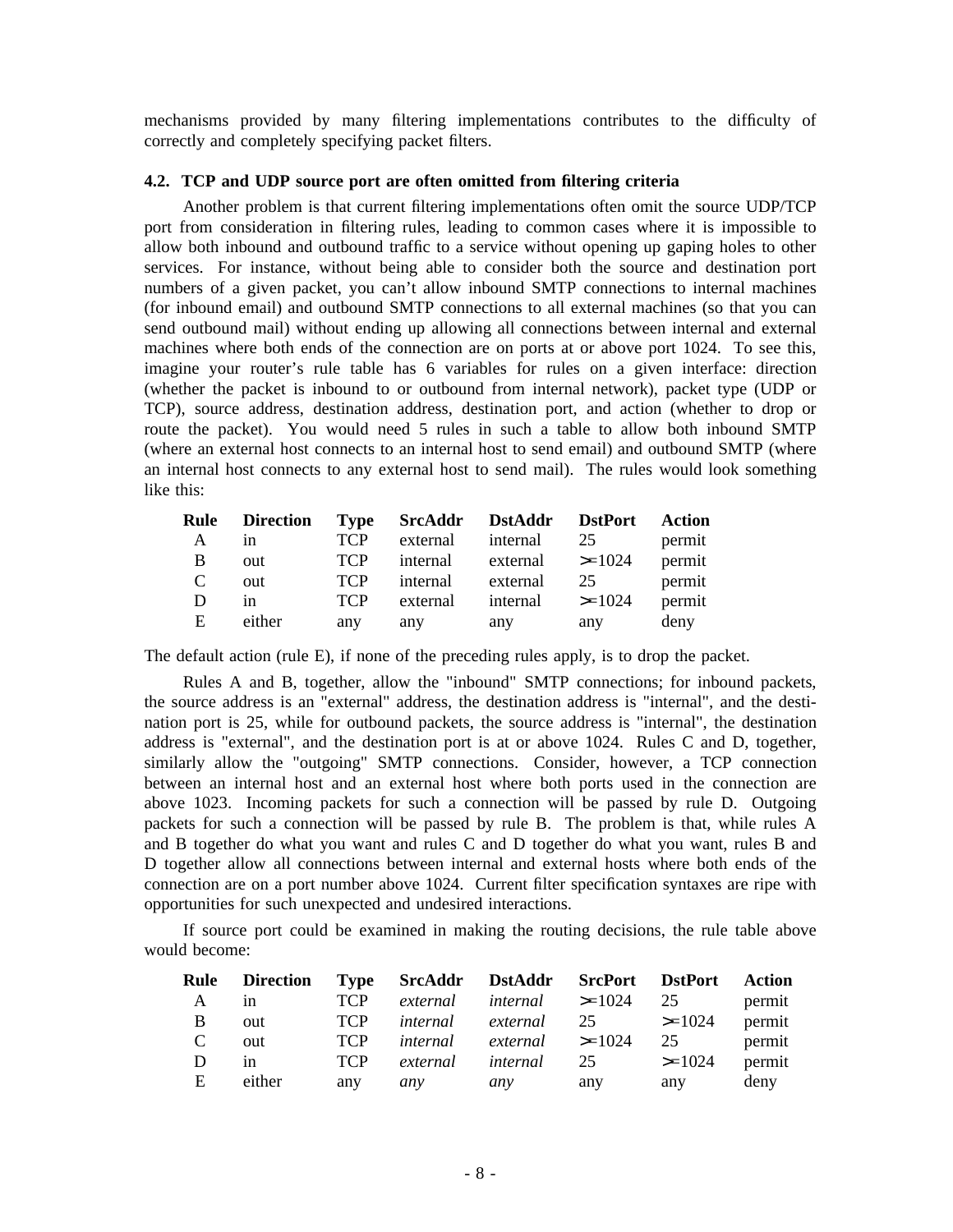mechanisms provided by many filtering implementations contributes to the difficulty of correctly and completely specifying packet filters.

### 4.2. TCP and UDP source port are often omitted from filtering criteria

Another problem is that current filtering implementations often omit the source UDP/TCP port from consideration in filtering rules, leading to common cases where it is impossible to allow both inbound and outbound traffic to a service without opening up gaping holes to other services. For instance, without being able to consider both the source and destination port numbers of a given packet, you can't allow inbound SMTP connections to internal machines (for inbound email) and outbound SMTP connections to all external machines (so that you can send outbound mail) without ending up allowing all connections between internal and external machines where both ends of the connection are on ports at or above port 1024. To see this, imagine your router's rule table has 6 variables for rules on a given interface: direction (whether the packet is inbound to or outbound from internal network), packet type (UDP or TCP), source address, destination address, destination port, and action (whether to drop or route the packet). You would need 5 rules in such a table to allow both inbound SMTP (where an external host connects to an internal host to send email) and outbound SMTP (where an internal host connects to any external host to send mail). The rules would look something like this:

| Rule | Direction | Type | SrcAddr | DstAddr | DstPort | Action |
|---|---|---|---|---|---|---|
| A | in | TCP | external | internal | 25 | permit |
| B | out | TCP | internal | external | >=1024 | permit |
| C | out | TCP | internal | external | 25 | permit |
| D | in | TCP | external | internal | >=1024 | permit |
| E | either | any | any | any | any | deny |

The default action (rule E), if none of the preceding rules apply, is to drop the packet.

Rules A and B, together, allow the "inbound" SMTP connections; for inbound packets, the source address is an "external" address, the destination address is "internal", and the destination port is 25, while for outbound packets, the source address is "internal", the destination address is "external", and the destination port is at or above 1024. Rules C and D, together, similarly allow the "outgoing" SMTP connections. Consider, however, a TCP connection between an internal host and an external host where both ports used in the connection are above 1023. Incoming packets for such a connection will be passed by rule D. Outgoing packets for such a connection will be passed by rule B. The problem is that, while rules A and B together do what you want and rules C and D together do what you want, rules B and D together allow all connections between internal and external hosts where both ends of the connection are on a port number above 1024. Current filter specification syntaxes are ripe with opportunities for such unexpected and undesired interactions.

If source port could be examined in making the routing decisions, the rule table above would become:

| Rule | Direction | Type | SrcAddr | DstAddr | SrcPort | DstPort | Action |
|---|---|---|---|---|---|---|---|
| A | in | TCP | *external* | *internal* | >=1024 | 25 | permit |
| B | out | TCP | *internal* | *external* | 25 | >=1024 | permit |
| C | out | TCP | *internal* | *external* | >=1024 | 25 | permit |
| D | in | TCP | *external* | *internal* | 25 | >=1024 | permit |
| E | either | any | *any* | *any* | any | any | deny |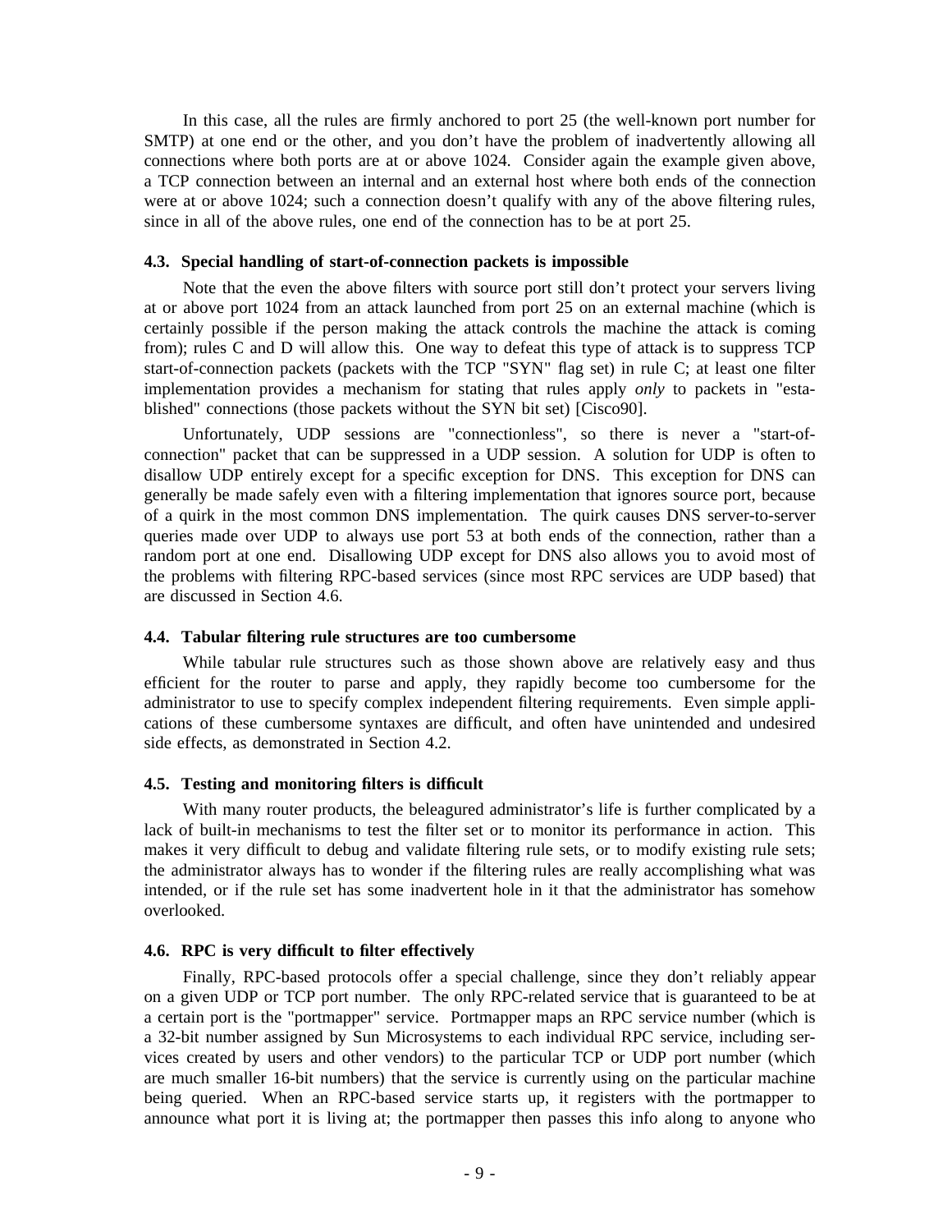In this case, all the rules are firmly anchored to port 25 (the well-known port number for SMTP) at one end or the other, and you don't have the problem of inadvertently allowing all connections where both ports are at or above 1024. Consider again the example given above, a TCP connection between an internal and an external host where both ends of the connection were at or above 1024; such a connection doesn't qualify with any of the above filtering rules, since in all of the above rules, one end of the connection has to be at port 25.

### 4.3. Special handling of start-of-connection packets is impossible

Note that the even the above filters with source port still don't protect your servers living at or above port 1024 from an attack launched from port 25 on an external machine (which is certainly possible if the person making the attack controls the machine the attack is coming from); rules C and D will allow this. One way to defeat this type of attack is to suppress TCP start-of-connection packets (packets with the TCP "SYN" flag set) in rule C; at least one filter implementation provides a mechanism for stating that rules apply *only* to packets in "established" connections (those packets without the SYN bit set) [Cisco90].

Unfortunately, UDP sessions are "connectionless", so there is never a "start-of-connection" packet that can be suppressed in a UDP session. A solution for UDP is often to disallow UDP entirely except for a specific exception for DNS. This exception for DNS can generally be made safely even with a filtering implementation that ignores source port, because of a quirk in the most common DNS implementation. The quirk causes DNS server-to-server queries made over UDP to always use port 53 at both ends of the connection, rather than a random port at one end. Disallowing UDP except for DNS also allows you to avoid most of the problems with filtering RPC-based services (since most RPC services are UDP based) that are discussed in Section 4.6.

### 4.4. Tabular filtering rule structures are too cumbersome

While tabular rule structures such as those shown above are relatively easy and thus efficient for the router to parse and apply, they rapidly become too cumbersome for the administrator to use to specify complex independent filtering requirements. Even simple applications of these cumbersome syntaxes are difficult, and often have unintended and undesired side effects, as demonstrated in Section 4.2.

### 4.5. Testing and monitoring filters is difficult

With many router products, the beleaguered administrator's life is further complicated by a lack of built-in mechanisms to test the filter set or to monitor its performance in action. This makes it very difficult to debug and validate filtering rule sets, or to modify existing rule sets; the administrator always has to wonder if the filtering rules are really accomplishing what was intended, or if the rule set has some inadvertent hole in it that the administrator has somehow overlooked.

### 4.6. RPC is very difficult to filter effectively

Finally, RPC-based protocols offer a special challenge, since they don't reliably appear on a given UDP or TCP port number. The only RPC-related service that is guaranteed to be at a certain port is the "portmapper" service. Portmapper maps an RPC service number (which is a 32-bit number assigned by Sun Microsystems to each individual RPC service, including services created by users and other vendors) to the particular TCP or UDP port number (which are much smaller 16-bit numbers) that the service is currently using on the particular machine being queried. When an RPC-based service starts up, it registers with the portmapper to announce what port it is living at; the portmapper then passes this info along to anyone who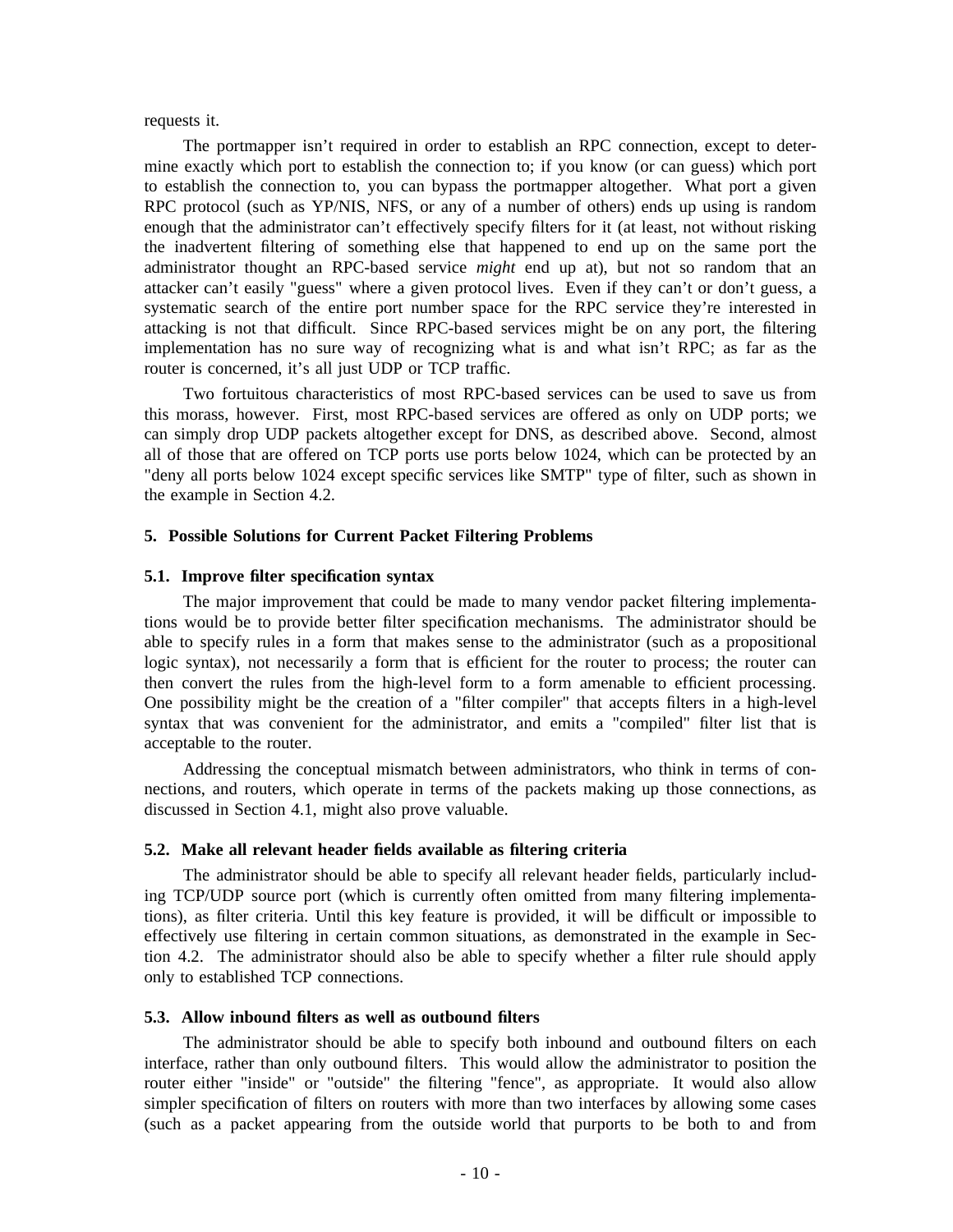requests it.

The portmapper isn't required in order to establish an RPC connection, except to determine exactly which port to establish the connection to; if you know (or can guess) which port to establish the connection to, you can bypass the portmapper altogether. What port a given RPC protocol (such as YP/NIS, NFS, or any of a number of others) ends up using is random enough that the administrator can't effectively specify filters for it (at least, not without risking the inadvertent filtering of something else that happened to end up on the same port the administrator thought an RPC-based service *might* end up at), but not so random that an attacker can't easily "guess" where a given protocol lives. Even if they can't or don't guess, a systematic search of the entire port number space for the RPC service they're interested in attacking is not that difficult. Since RPC-based services might be on any port, the filtering implementation has no sure way of recognizing what is and what isn't RPC; as far as the router is concerned, it's all just UDP or TCP traffic.

Two fortuitous characteristics of most RPC-based services can be used to save us from this morass, however. First, most RPC-based services are offered as only on UDP ports; we can simply drop UDP packets altogether except for DNS, as described above. Second, almost all of those that are offered on TCP ports use ports below 1024, which can be protected by an "deny all ports below 1024 except specific services like SMTP" type of filter, such as shown in the example in Section 4.2.

## 5. Possible Solutions for Current Packet Filtering Problems

### 5.1. Improve filter specification syntax

The major improvement that could be made to many vendor packet filtering implementations would be to provide better filter specification mechanisms. The administrator should be able to specify rules in a form that makes sense to the administrator (such as a propositional logic syntax), not necessarily a form that is efficient for the router to process; the router can then convert the rules from the high-level form to a form amenable to efficient processing. One possibility might be the creation of a "filter compiler" that accepts filters in a high-level syntax that was convenient for the administrator, and emits a "compiled" filter list that is acceptable to the router.

Addressing the conceptual mismatch between administrators, who think in terms of connections, and routers, which operate in terms of the packets making up those connections, as discussed in Section 4.1, might also prove valuable.

### 5.2. Make all relevant header fields available as filtering criteria

The administrator should be able to specify all relevant header fields, particularly including TCP/UDP source port (which is currently often omitted from many filtering implementations), as filter criteria. Until this key feature is provided, it will be difficult or impossible to effectively use filtering in certain common situations, as demonstrated in the example in Section 4.2. The administrator should also be able to specify whether a filter rule should apply only to established TCP connections.

### 5.3. Allow inbound filters as well as outbound filters

The administrator should be able to specify both inbound and outbound filters on each interface, rather than only outbound filters. This would allow the administrator to position the router either "inside" or "outside" the filtering "fence", as appropriate. It would also allow simpler specification of filters on routers with more than two interfaces by allowing some cases (such as a packet appearing from the outside world that purports to be both to and from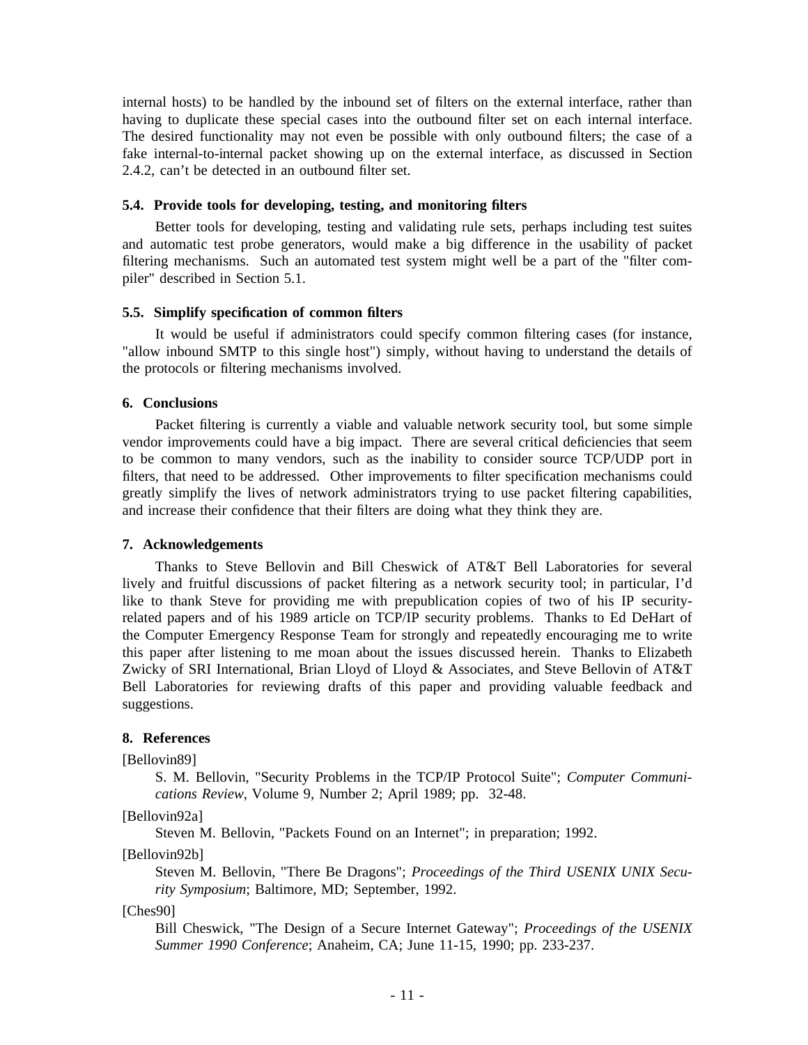internal hosts) to be handled by the inbound set of filters on the external interface, rather than having to duplicate these special cases into the outbound filter set on each internal interface. The desired functionality may not even be possible with only outbound filters; the case of a fake internal-to-internal packet showing up on the external interface, as discussed in Section 2.4.2, can't be detected in an outbound filter set.

### 5.4. Provide tools for developing, testing, and monitoring filters

Better tools for developing, testing and validating rule sets, perhaps including test suites and automatic test probe generators, would make a big difference in the usability of packet filtering mechanisms. Such an automated test system might well be a part of the "filter compiler" described in Section 5.1.

### 5.5. Simplify specification of common filters

It would be useful if administrators could specify common filtering cases (for instance, "allow inbound SMTP to this single host") simply, without having to understand the details of the protocols or filtering mechanisms involved.

## 6. Conclusions

Packet filtering is currently a viable and valuable network security tool, but some simple vendor improvements could have a big impact. There are several critical deficiencies that seem to be common to many vendors, such as the inability to consider source TCP/UDP port in filters, that need to be addressed. Other improvements to filter specification mechanisms could greatly simplify the lives of network administrators trying to use packet filtering capabilities, and increase their confidence that their filters are doing what they think they are.

## 7. Acknowledgements

Thanks to Steve Bellovin and Bill Cheswick of AT&T Bell Laboratories for several lively and fruitful discussions of packet filtering as a network security tool; in particular, I'd like to thank Steve for providing me with prepublication copies of two of his IP security-related papers and of his 1989 article on TCP/IP security problems. Thanks to Ed DeHart of the Computer Emergency Response Team for strongly and repeatedly encouraging me to write this paper after listening to me moan about the issues discussed herein. Thanks to Elizabeth Zwicky of SRI International, Brian Lloyd of Lloyd & Associates, and Steve Bellovin of AT&T Bell Laboratories for reviewing drafts of this paper and providing valuable feedback and suggestions.

## 8. References

[Bellovin89]
: S. M. Bellovin, "Security Problems in the TCP/IP Protocol Suite"; *Computer Communications Review*, Volume 9, Number 2; April 1989; pp. 32-48.

[Bellovin92a]
: Steven M. Bellovin, "Packets Found on an Internet"; in preparation; 1992.

[Bellovin92b]
: Steven M. Bellovin, "There Be Dragons"; *Proceedings of the Third USENIX UNIX Security Symposium*; Baltimore, MD; September, 1992.

[Ches90]
: Bill Cheswick, "The Design of a Secure Internet Gateway"; *Proceedings of the USENIX Summer 1990 Conference*; Anaheim, CA; June 11-15, 1990; pp. 233-237.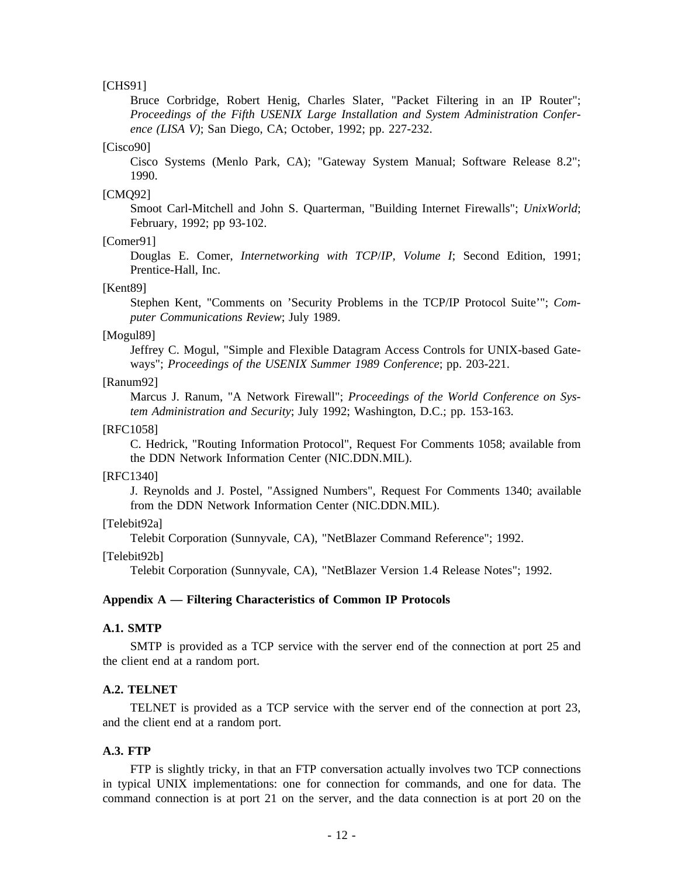[CHS91]

Bruce Corbridge, Robert Henig, Charles Slater, "Packet Filtering in an IP Router"; *Proceedings of the Fifth USENIX Large Installation and System Administration Conference (LISA V)*; San Diego, CA; October, 1992; pp. 227-232.

[Cisco90]

Cisco Systems (Menlo Park, CA); "Gateway System Manual; Software Release 8.2"; 1990.

[CMQ92]

Smoot Carl-Mitchell and John S. Quarterman, "Building Internet Firewalls"; *UnixWorld*; February, 1992; pp 93-102.

[Comer91]

Douglas E. Comer, *Internetworking with TCP/IP, Volume I*; Second Edition, 1991; Prentice-Hall, Inc.

[Kent89]

Stephen Kent, "Comments on 'Security Problems in the TCP/IP Protocol Suite'"; *Computer Communications Review*; July 1989.

[Mogul89]

Jeffrey C. Mogul, "Simple and Flexible Datagram Access Controls for UNIX-based Gateways"; *Proceedings of the USENIX Summer 1989 Conference*; pp. 203-221.

[Ranum92]

Marcus J. Ranum, "A Network Firewall"; *Proceedings of the World Conference on System Administration and Security*; July 1992; Washington, D.C.; pp. 153-163.

[RFC1058]

C. Hedrick, "Routing Information Protocol", Request For Comments 1058; available from the DDN Network Information Center (NIC.DDN.MIL).

[RFC1340]

J. Reynolds and J. Postel, "Assigned Numbers", Request For Comments 1340; available from the DDN Network Information Center (NIC.DDN.MIL).

[Telebit92a]

Telebit Corporation (Sunnyvale, CA), "NetBlazer Command Reference"; 1992.

[Telebit92b]

Telebit Corporation (Sunnyvale, CA), "NetBlazer Version 1.4 Release Notes"; 1992.

## Appendix A — Filtering Characteristics of Common IP Protocols

### A.1. SMTP

SMTP is provided as a TCP service with the server end of the connection at port 25 and the client end at a random port.

### A.2. TELNET

TELNET is provided as a TCP service with the server end of the connection at port 23, and the client end at a random port.

### A.3. FTP

FTP is slightly tricky, in that an FTP conversation actually involves two TCP connections in typical UNIX implementations: one for connection for commands, and one for data. The command connection is at port 21 on the server, and the data connection is at port 20 on the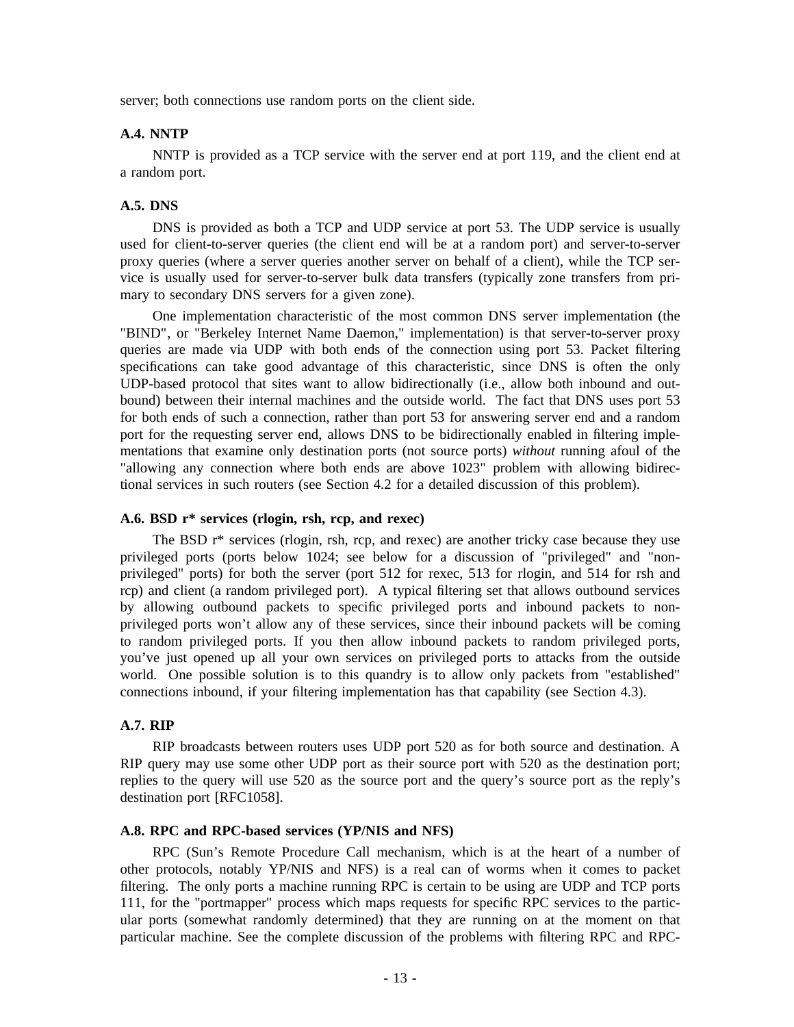server; both connections use random ports on the client side.

### A.4. NNTP

NNTP is provided as a TCP service with the server end at port 119, and the client end at a random port.

### A.5. DNS

DNS is provided as both a TCP and UDP service at port 53. The UDP service is usually used for client-to-server queries (the client end will be at a random port) and server-to-server proxy queries (where a server queries another server on behalf of a client), while the TCP service is usually used for server-to-server bulk data transfers (typically zone transfers from primary to secondary DNS servers for a given zone).

One implementation characteristic of the most common DNS server implementation (the "BIND", or "Berkeley Internet Name Daemon," implementation) is that server-to-server proxy queries are made via UDP with both ends of the connection using port 53. Packet filtering specifications can take good advantage of this characteristic, since DNS is often the only UDP-based protocol that sites want to allow bidirectionally (i.e., allow both inbound and outbound) between their internal machines and the outside world. The fact that DNS uses port 53 for both ends of such a connection, rather than port 53 for answering server end and a random port for the requesting server end, allows DNS to be bidirectionally enabled in filtering implementations that examine only destination ports (not source ports) *without* running afoul of the "allowing any connection where both ends are above 1023" problem with allowing bidirectional services in such routers (see Section 4.2 for a detailed discussion of this problem).

### A.6. BSD r* services (rlogin, rsh, rcp, and rexec)

The BSD r* services (rlogin, rsh, rcp, and rexec) are another tricky case because they use privileged ports (ports below 1024; see below for a discussion of "privileged" and "nonprivileged" ports) for both the server (port 512 for rexec, 513 for rlogin, and 514 for rsh and rcp) and client (a random privileged port). A typical filtering set that allows outbound services by allowing outbound packets to specific privileged ports and inbound packets to nonprivileged ports won't allow any of these services, since their inbound packets will be coming to random privileged ports. If you then allow inbound packets to random privileged ports, you've just opened up all your own services on privileged ports to attacks from the outside world. One possible solution is to this quandry is to allow only packets from "established" connections inbound, if your filtering implementation has that capability (see Section 4.3).

### A.7. RIP

RIP broadcasts between routers uses UDP port 520 as for both source and destination. A RIP query may use some other UDP port as their source port with 520 as the destination port; replies to the query will use 520 as the source port and the query's source port as the reply's destination port [RFC1058].

### A.8. RPC and RPC-based services (YP/NIS and NFS)

RPC (Sun's Remote Procedure Call mechanism, which is at the heart of a number of other protocols, notably YP/NIS and NFS) is a real can of worms when it comes to packet filtering. The only ports a machine running RPC is certain to be using are UDP and TCP ports 111, for the "portmapper" process which maps requests for specific RPC services to the particular ports (somewhat randomly determined) that they are running on at the moment on that particular machine. See the complete discussion of the problems with filtering RPC and RPC-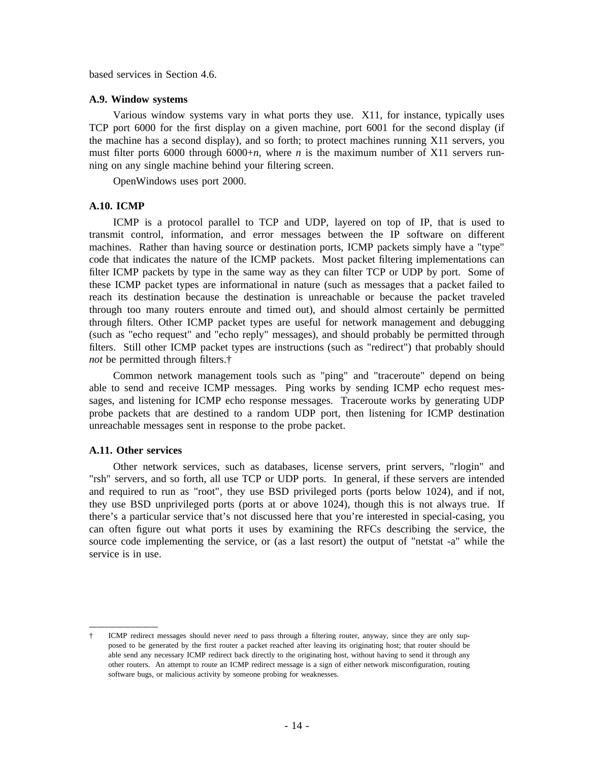based services in Section 4.6.

### A.9. Window systems

Various window systems vary in what ports they use. X11, for instance, typically uses TCP port 6000 for the first display on a given machine, port 6001 for the second display (if the machine has a second display), and so forth; to protect machines running X11 servers, you must filter ports 6000 through 6000+$n$, where $n$ is the maximum number of X11 servers running on any single machine behind your filtering screen.

OpenWindows uses port 2000.

### A.10. ICMP

ICMP is a protocol parallel to TCP and UDP, layered on top of IP, that is used to transmit control, information, and error messages between the IP software on different machines. Rather than having source or destination ports, ICMP packets simply have a "type" code that indicates the nature of the ICMP packets. Most packet filtering implementations can filter ICMP packets by type in the same way as they can filter TCP or UDP by port. Some of these ICMP packet types are informational in nature (such as messages that a packet failed to reach its destination because the destination is unreachable or because the packet traveled through too many routers enroute and timed out), and should almost certainly be permitted through filters. Other ICMP packet types are useful for network management and debugging (such as "echo request" and "echo reply" messages), and should probably be permitted through filters. Still other ICMP packet types are instructions (such as "redirect") that probably should *not* be permitted through filters.†

Common network management tools such as "ping" and "traceroute" depend on being able to send and receive ICMP messages. Ping works by sending ICMP echo request messages, and listening for ICMP echo response messages. Traceroute works by generating UDP probe packets that are destined to a random UDP port, then listening for ICMP destination unreachable messages sent in response to the probe packet.

### A.11. Other services

Other network services, such as databases, license servers, print servers, "rlogin" and "rsh" servers, and so forth, all use TCP or UDP ports. In general, if these servers are intended and required to run as "root", they use BSD privileged ports (ports below 1024), and if not, they use BSD unprivileged ports (ports at or above 1024), though this is not always true. If there's a particular service that's not discussed here that you're interested in special-casing, you can often figure out what ports it uses by examining the RFCs describing the service, the source code implementing the service, or (as a last resort) the output of "netstat -a" while the service is in use.

---

† ICMP redirect messages should never *need* to pass through a filtering router, anyway, since they are only supposed to be generated by the first router a packet reached after leaving its originating host; that router should be able send any necessary ICMP redirect back directly to the originating host, without having to send it through any other routers. An attempt to route an ICMP redirect message is a sign of either network misconfiguration, routing software bugs, or malicious activity by someone probing for weaknesses.